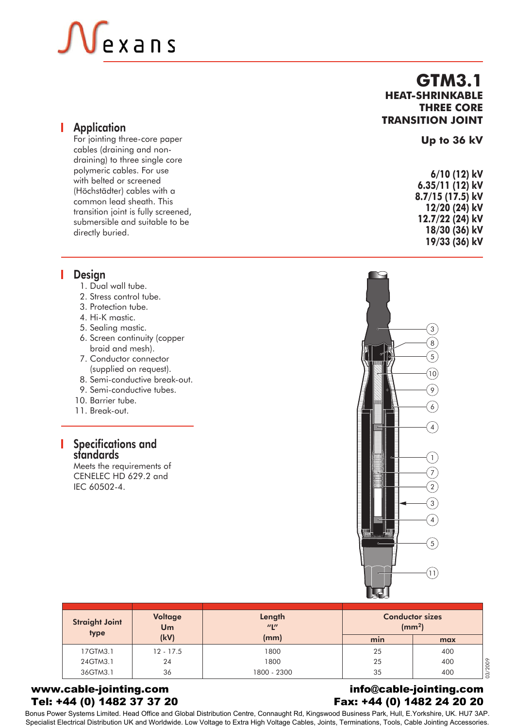# GTM3.1

## HEAT-SHRINKABLE THREE CORE TRANSITION JOINT

**Up to 36 kV**

**6/10 (12) kV**
**6.35/11 (12) kV**
**8.7/15 (17.5) kV**
**12/20 (24) kV**
**12.7/22 (24) kV**
**18/30 (36) kV**
**19/33 (36) kV**

## Application

For jointing three-core paper cables (draining and non-draining) to three single core polymeric cables. For use with belted or screened (Höchstädter) cables with a common lead sheath. This transition joint is fully screened, submersible and suitable to be directly buried.

## Design

1. Dual wall tube.
2. Stress control tube.
3. Protection tube.
4. Hi-K mastic.
5. Sealing mastic.
6. Screen continuity (copper braid and mesh).
7. Conductor connector (supplied on request).
8. Semi-conductive break-out.
9. Semi-conductive tubes.
10. Barrier tube.
11. Break-out.

## Specifications and standards

Meets the requirements of CENELEC HD 629.2 and IEC 60502-4.

| Straight Joint type | Voltage Um (kV) | Length "L" (mm) | Conductor sizes ($mm^2$) | |
|---|---|---|---|---|
| | | | min | max |
| 17GTM3.1 | 12 - 17.5 | 1800 | 25 | 400 |
| 24GTM3.1 | 24 | 1800 | 25 | 400 |
| 36GTM3.1 | 36 | 1800 - 2300 | 35 | 400 |

03/2009

**www.cable-jointing.com**
**Tel: +44 (0) 1482 37 37 20**

**info@cable-jointing.com**
**Fax: +44 (0) 1482 24 20 20**

Bonus Power Systems Limited. Head Office and Global Distribution Centre, Connaught Rd, Kingswood Business Park, Hull, E.Yorkshire, UK. HU7 3AP.
Specialist Electrical Distribution UK and Worldwide. Low Voltage to Extra High Voltage Cables, Joints, Terminations, Tools, Cable Jointing Accessories.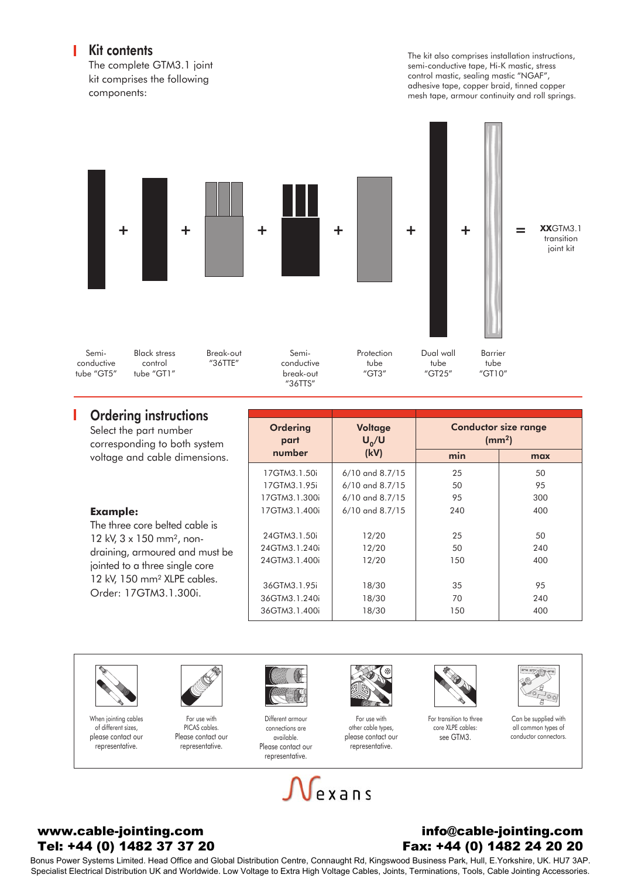## Kit contents

The complete GTM3.1 joint kit comprises the following components:

The kit also comprises installation instructions, semi-conductive tape, Hi-K mastic, stress control mastic, sealing mastic "NGAF", adhesive tape, copper braid, tinned copper mesh tape, armour continuity and roll springs.

+ + + + + + =

**XX**GTM3.1 transition joint kit

Semi-conductive tube "GT5"

Black stress control tube "GT1"

Break-out "36TTE"

Semi-conductive break-out "36TTS"

Protection tube "GT3"

Dual wall tube "GT25"

Barrier tube "GT10"

## Ordering instructions

Select the part number corresponding to both system voltage and cable dimensions.

**Example:**

The three core belted cable is 12 kV, 3 x 150 mm², non-draining, armoured and must be jointed to a three single core 12 kV, 150 mm² XLPE cables.
Order: 17GTM3.1.300i.

| Ordering part number | Voltage $U_0/U$ (kV) | Conductor size range (mm²) | |
|---|---|---|---|
| | | min | max |
| 17GTM3.1.50i | 6/10 and 8.7/15 | 25 | 50 |
| 17GTM3.1.95i | 6/10 and 8.7/15 | 50 | 95 |
| 17GTM3.1.300i | 6/10 and 8.7/15 | 95 | 300 |
| 17GTM3.1.400i | 6/10 and 8.7/15 | 240 | 400 |
| 24GTM3.1.50i | 12/20 | 25 | 50 |
| 24GTM3.1.240i | 12/20 | 50 | 240 |
| 24GTM3.1.400i | 12/20 | 150 | 400 |
| 36GTM3.1.95i | 18/30 | 35 | 95 |
| 36GTM3.1.240i | 18/30 | 70 | 240 |
| 36GTM3.1.400i | 18/30 | 150 | 400 |

When jointing cables of different sizes, please contact our representative.

For use with PICAS cables. Please contact our representative.

Different armour connections are available. Please contact our representative.

For use with other cable types, please contact our representative.

For transition to three core XLPE cables: see GTM3.

Can be supplied with all common types of conductor connectors.

Nexans

**www.cable-jointing.com**
**Tel: +44 (0) 1482 37 37 20**

**info@cable-jointing.com**
**Fax: +44 (0) 1482 24 20 20**

Bonus Power Systems Limited. Head Office and Global Distribution Centre, Connaught Rd, Kingswood Business Park, Hull, E.Yorkshire, UK. HU7 3AP.
Specialist Electrical Distribution UK and Worldwide. Low Voltage to Extra High Voltage Cables, Joints, Terminations, Tools, Cable Jointing Accessories.